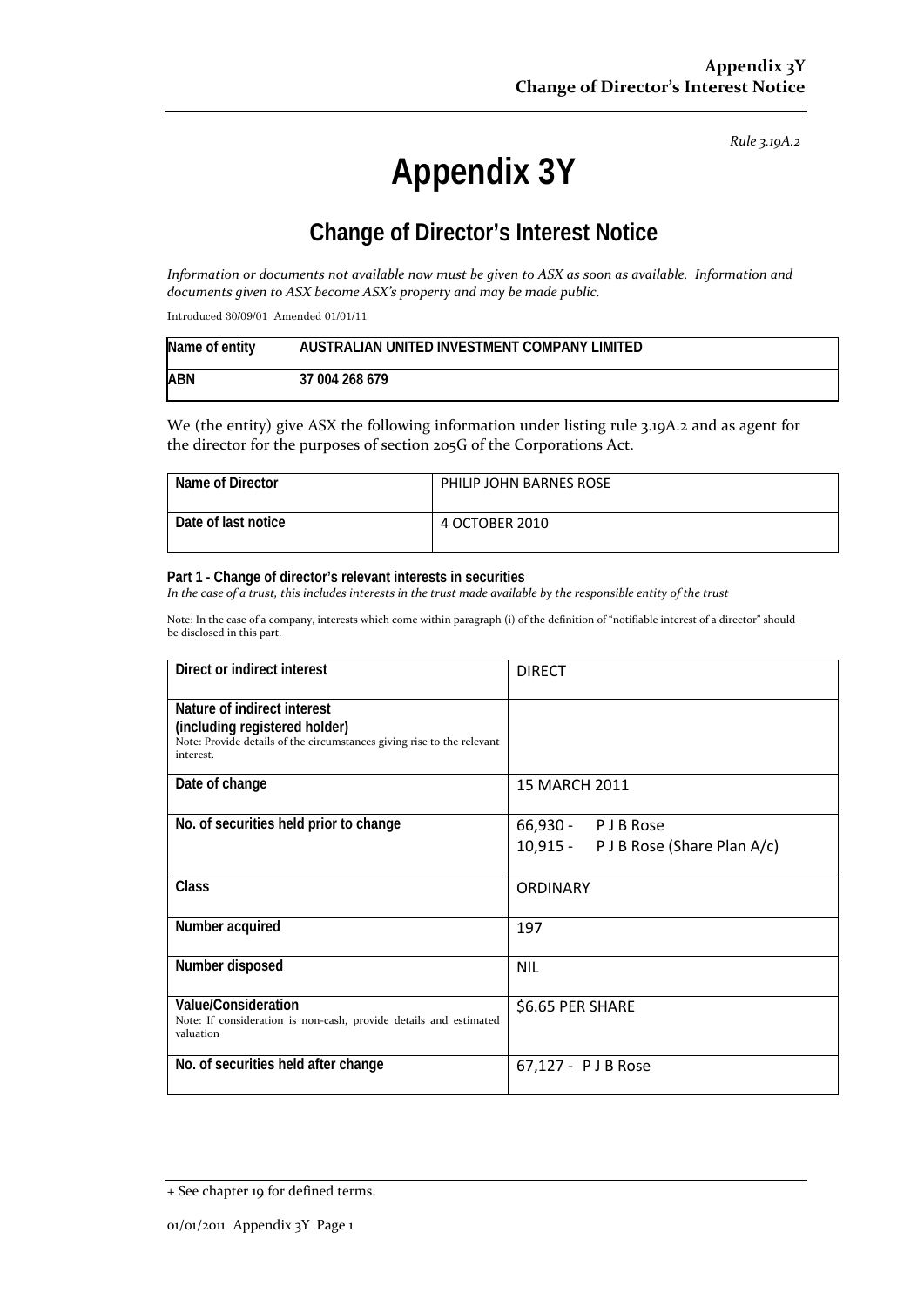*Rule 3.19A.2*

# Appendix 3Y

## Change of Director's Interest Notice

*Information or documents not available now must be given to ASX as soon as available. Information and documents given to ASX become ASX's property and may be made public.*

Introduced 30/09/01 Amended 01/01/11

| Name of entity | AUSTRALIAN UNITED INVESTMENT COMPANY LIMITED |
|---|---|
| ABN | 37 004 268 679 |

We (the entity) give ASX the following information under listing rule 3.19A.2 and as agent for the director for the purposes of section 205G of the Corporations Act.

| Name of Director | PHILIP JOHN BARNES ROSE |
|---|---|
| Date of last notice | 4 OCTOBER 2010 |

**Part 1 - Change of director's relevant interests in securities**

*In the case of a trust, this includes interests in the trust made available by the responsible entity of the trust*

Note: In the case of a company, interests which come within paragraph (i) of the definition of "notifiable interest of a director" should be disclosed in this part.

| Direct or indirect interest | DIRECT |
|---|---|
| **Nature of indirect interest (including registered holder)**<br>Note: Provide details of the circumstances giving rise to the relevant interest. | |
| Date of change | 15 MARCH 2011 |
| No. of securities held prior to change | 66,930 - P J B Rose<br>10,915 - P J B Rose (Share Plan A/c) |
| Class | ORDINARY |
| Number acquired | 197 |
| Number disposed | NIL |
| **Value/Consideration**<br>Note: If consideration is non-cash, provide details and estimated valuation | $6.65 PER SHARE |
| No. of securities held after change | 67,127 - P J B Rose |

+ See chapter 19 for defined terms.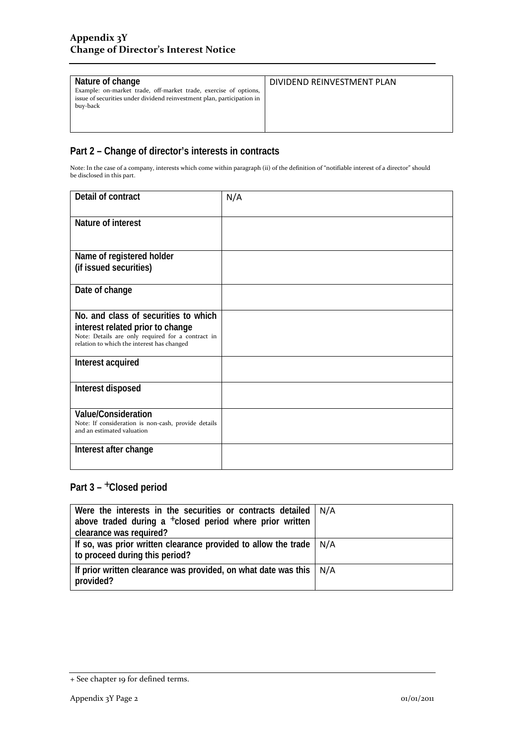| | |
|---|---|
| **Nature of change**<br>Example: on-market trade, off-market trade, exercise of options, issue of securities under dividend reinvestment plan, participation in buy-back | DIVIDEND REINVESTMENT PLAN |

## Part 2 – Change of director's interests in contracts

Note: In the case of a company, interests which come within paragraph (ii) of the definition of "notifiable interest of a director" should be disclosed in this part.

| | |
|---|---|
| **Detail of contract** | N/A |
| **Nature of interest** | |
| **Name of registered holder (if issued securities)** | |
| **Date of change** | |
| **No. and class of securities to which interest related prior to change**<br>Note: Details are only required for a contract in relation to which the interest has changed | |
| **Interest acquired** | |
| **Interest disposed** | |
| **Value/Consideration**<br>Note: If consideration is non-cash, provide details and an estimated valuation | |
| **Interest after change** | |

## Part 3 – +Closed period

| | |
|---|---|
| **Were the interests in the securities or contracts detailed above traded during a +closed period where prior written clearance was required?** | N/A |
| **If so, was prior written clearance provided to allow the trade to proceed during this period?** | N/A |
| **If prior written clearance was provided, on what date was this provided?** | N/A |

+ See chapter 19 for defined terms.